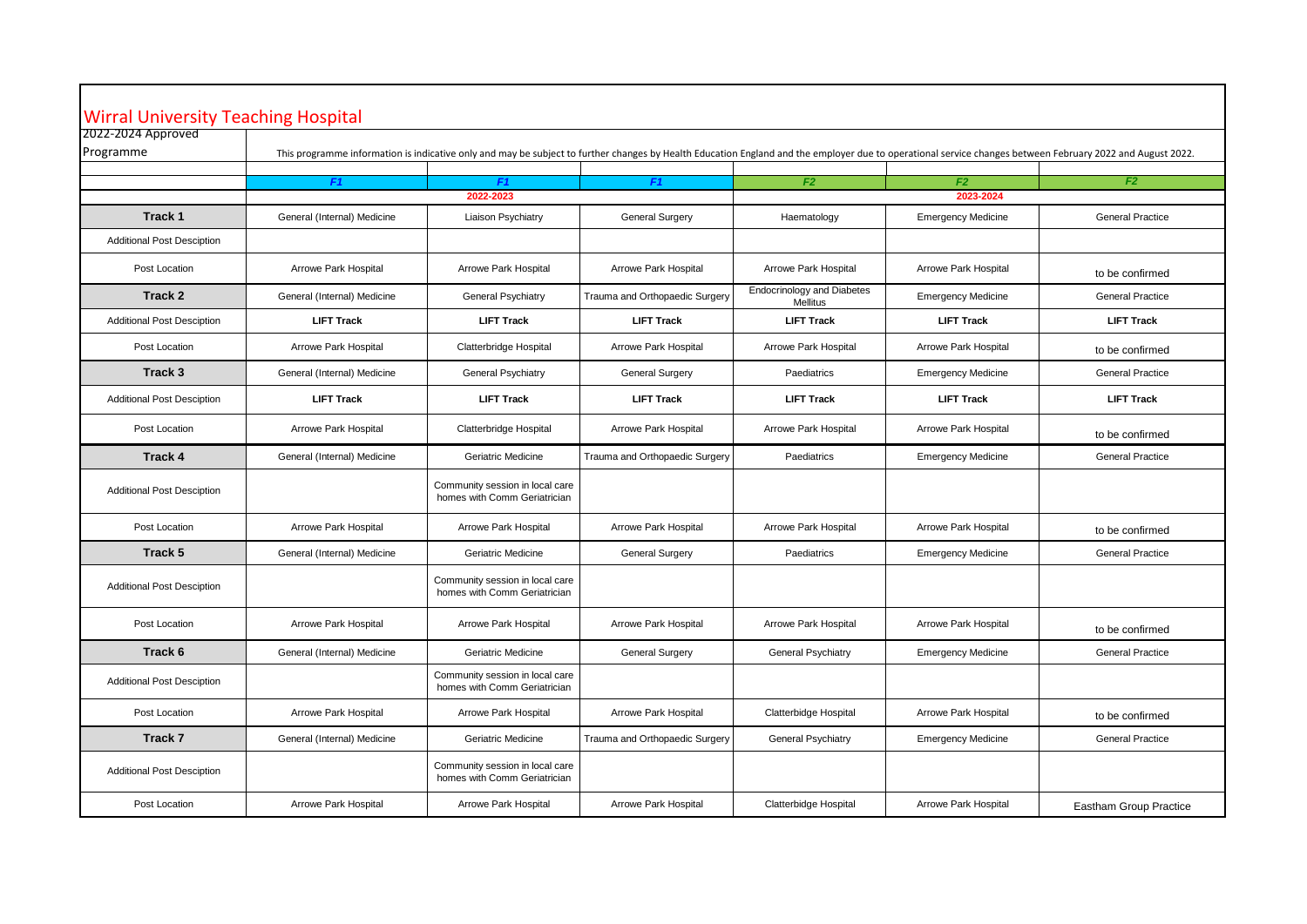# Wirral University Teaching Hospital

2022-2024 Approved Programme

This programme information is indicative only and may be subject to further changes by Health Education England and the employer due to operational service changes between February 2022 and August 2022.

| | F1 | F1 | F1 | F2 | F2 | F2 |
|---|---|---|---|---|---|---|
| | | 2022-2023 | | | 2023-2024 | |
| **Track 1** | General (Internal) Medicine | Liaison Psychiatry | General Surgery | Haematology | Emergency Medicine | General Practice |
| Additional Post Desciption | | | | | | |
| Post Location | Arrowe Park Hospital | Arrowe Park Hospital | Arrowe Park Hospital | Arrowe Park Hospital | Arrowe Park Hospital | to be confirmed |
| **Track 2** | General (Internal) Medicine | General Psychiatry | Trauma and Orthopaedic Surgery | Endocrinology and Diabetes Mellitus | Emergency Medicine | General Practice |
| Additional Post Desciption | **LIFT Track** | **LIFT Track** | **LIFT Track** | **LIFT Track** | **LIFT Track** | **LIFT Track** |
| Post Location | Arrowe Park Hospital | Clatterbridge Hospital | Arrowe Park Hospital | Arrowe Park Hospital | Arrowe Park Hospital | to be confirmed |
| **Track 3** | General (Internal) Medicine | General Psychiatry | General Surgery | Paediatrics | Emergency Medicine | General Practice |
| Additional Post Desciption | **LIFT Track** | **LIFT Track** | **LIFT Track** | **LIFT Track** | **LIFT Track** | **LIFT Track** |
| Post Location | Arrowe Park Hospital | Clatterbridge Hospital | Arrowe Park Hospital | Arrowe Park Hospital | Arrowe Park Hospital | to be confirmed |
| **Track 4** | General (Internal) Medicine | Geriatric Medicine | Trauma and Orthopaedic Surgery | Paediatrics | Emergency Medicine | General Practice |
| Additional Post Desciption | | Community session in local care homes with Comm Geriatrician | | | | |
| Post Location | Arrowe Park Hospital | Arrowe Park Hospital | Arrowe Park Hospital | Arrowe Park Hospital | Arrowe Park Hospital | to be confirmed |
| **Track 5** | General (Internal) Medicine | Geriatric Medicine | General Surgery | Paediatrics | Emergency Medicine | General Practice |
| Additional Post Desciption | | Community session in local care homes with Comm Geriatrician | | | | |
| Post Location | Arrowe Park Hospital | Arrowe Park Hospital | Arrowe Park Hospital | Arrowe Park Hospital | Arrowe Park Hospital | to be confirmed |
| **Track 6** | General (Internal) Medicine | Geriatric Medicine | General Surgery | General Psychiatry | Emergency Medicine | General Practice |
| Additional Post Desciption | | Community session in local care homes with Comm Geriatrician | | | | |
| Post Location | Arrowe Park Hospital | Arrowe Park Hospital | Arrowe Park Hospital | Clatterbridge Hospital | Arrowe Park Hospital | to be confirmed |
| **Track 7** | General (Internal) Medicine | Geriatric Medicine | Trauma and Orthopaedic Surgery | General Psychiatry | Emergency Medicine | General Practice |
| Additional Post Desciption | | Community session in local care homes with Comm Geriatrician | | | | |
| Post Location | Arrowe Park Hospital | Arrowe Park Hospital | Arrowe Park Hospital | Clatterbridge Hospital | Arrowe Park Hospital | Eastham Group Practice |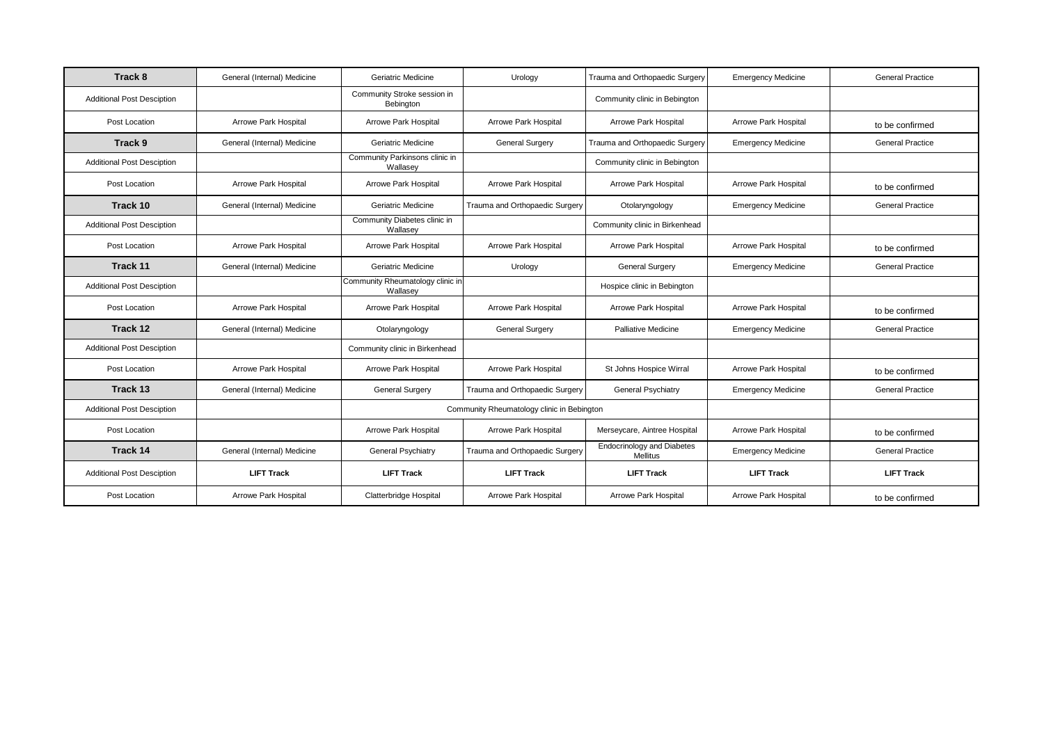| | | | | | | |
|---|---|---|---|---|---|---|
| **Track 8** | General (Internal) Medicine | Geriatric Medicine | Urology | Trauma and Orthopaedic Surgery | Emergency Medicine | General Practice |
| Additional Post Desciption | | Community Stroke session in Bebington | | Community clinic in Bebington | | |
| Post Location | Arrowe Park Hospital | Arrowe Park Hospital | Arrowe Park Hospital | Arrowe Park Hospital | Arrowe Park Hospital | to be confirmed |
| **Track 9** | General (Internal) Medicine | Geriatric Medicine | General Surgery | Trauma and Orthopaedic Surgery | Emergency Medicine | General Practice |
| Additional Post Desciption | | Community Parkinsons clinic in Wallasey | | Community clinic in Bebington | | |
| Post Location | Arrowe Park Hospital | Arrowe Park Hospital | Arrowe Park Hospital | Arrowe Park Hospital | Arrowe Park Hospital | to be confirmed |
| **Track 10** | General (Internal) Medicine | Geriatric Medicine | Trauma and Orthopaedic Surgery | Otolaryngology | Emergency Medicine | General Practice |
| Additional Post Desciption | | Community Diabetes clinic in Wallasey | | Community clinic in Birkenhead | | |
| Post Location | Arrowe Park Hospital | Arrowe Park Hospital | Arrowe Park Hospital | Arrowe Park Hospital | Arrowe Park Hospital | to be confirmed |
| **Track 11** | General (Internal) Medicine | Geriatric Medicine | Urology | General Surgery | Emergency Medicine | General Practice |
| Additional Post Desciption | | Community Rheumatology clinic in Wallasey | | Hospice clinic in Bebington | | |
| Post Location | Arrowe Park Hospital | Arrowe Park Hospital | Arrowe Park Hospital | Arrowe Park Hospital | Arrowe Park Hospital | to be confirmed |
| **Track 12** | General (Internal) Medicine | Otolaryngology | General Surgery | Palliative Medicine | Emergency Medicine | General Practice |
| Additional Post Desciption | | Community clinic in Birkenhead | | | | |
| Post Location | Arrowe Park Hospital | Arrowe Park Hospital | Arrowe Park Hospital | St Johns Hospice Wirral | Arrowe Park Hospital | to be confirmed |
| **Track 13** | General (Internal) Medicine | General Surgery | Trauma and Orthopaedic Surgery | General Psychiatry | Emergency Medicine | General Practice |
| Additional Post Desciption | | Community Rheumatology clinic in Bebington | | | | |
| Post Location | | Arrowe Park Hospital | Arrowe Park Hospital | Merseycare, Aintree Hospital | Arrowe Park Hospital | to be confirmed |
| **Track 14** | General (Internal) Medicine | General Psychiatry | Trauma and Orthopaedic Surgery | Endocrinology and Diabetes Mellitus | Emergency Medicine | General Practice |
| Additional Post Desciption | **LIFT Track** | **LIFT Track** | **LIFT Track** | **LIFT Track** | **LIFT Track** | **LIFT Track** |
| Post Location | Arrowe Park Hospital | Clatterbridge Hospital | Arrowe Park Hospital | Arrowe Park Hospital | Arrowe Park Hospital | to be confirmed |